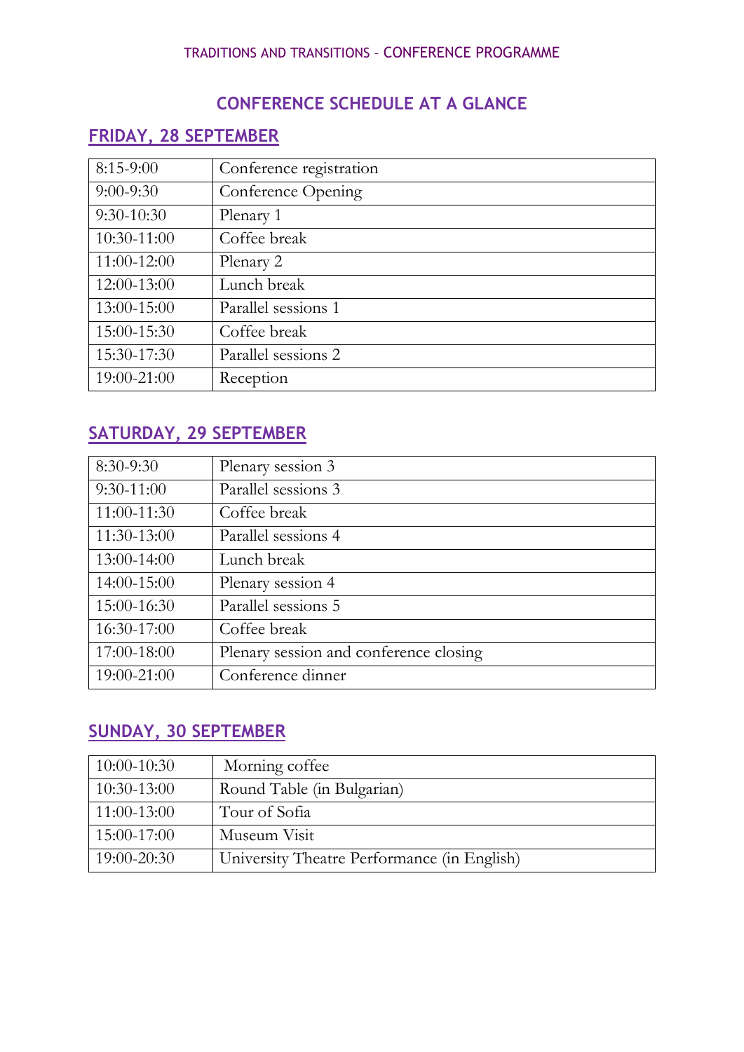# CONFERENCE SCHEDULE AT A GLANCE

## FRIDAY, 28 SEPTEMBER

| | |
|---|---|
| 8:15-9:00 | Conference registration |
| 9:00-9:30 | Conference Opening |
| 9:30-10:30 | Plenary 1 |
| 10:30-11:00 | Coffee break |
| 11:00-12:00 | Plenary 2 |
| 12:00-13:00 | Lunch break |
| 13:00-15:00 | Parallel sessions 1 |
| 15:00-15:30 | Coffee break |
| 15:30-17:30 | Parallel sessions 2 |
| 19:00-21:00 | Reception |

## SATURDAY, 29 SEPTEMBER

| | |
|---|---|
| 8:30-9:30 | Plenary session 3 |
| 9:30-11:00 | Parallel sessions 3 |
| 11:00-11:30 | Coffee break |
| 11:30-13:00 | Parallel sessions 4 |
| 13:00-14:00 | Lunch break |
| 14:00-15:00 | Plenary session 4 |
| 15:00-16:30 | Parallel sessions 5 |
| 16:30-17:00 | Coffee break |
| 17:00-18:00 | Plenary session and conference closing |
| 19:00-21:00 | Conference dinner |

## SUNDAY, 30 SEPTEMBER

| | |
|---|---|
| 10:00-10:30 | Morning coffee |
| 10:30-13:00 | Round Table (in Bulgarian) |
| 11:00-13:00 | Tour of Sofia |
| 15:00-17:00 | Museum Visit |
| 19:00-20:30 | University Theatre Performance (in English) |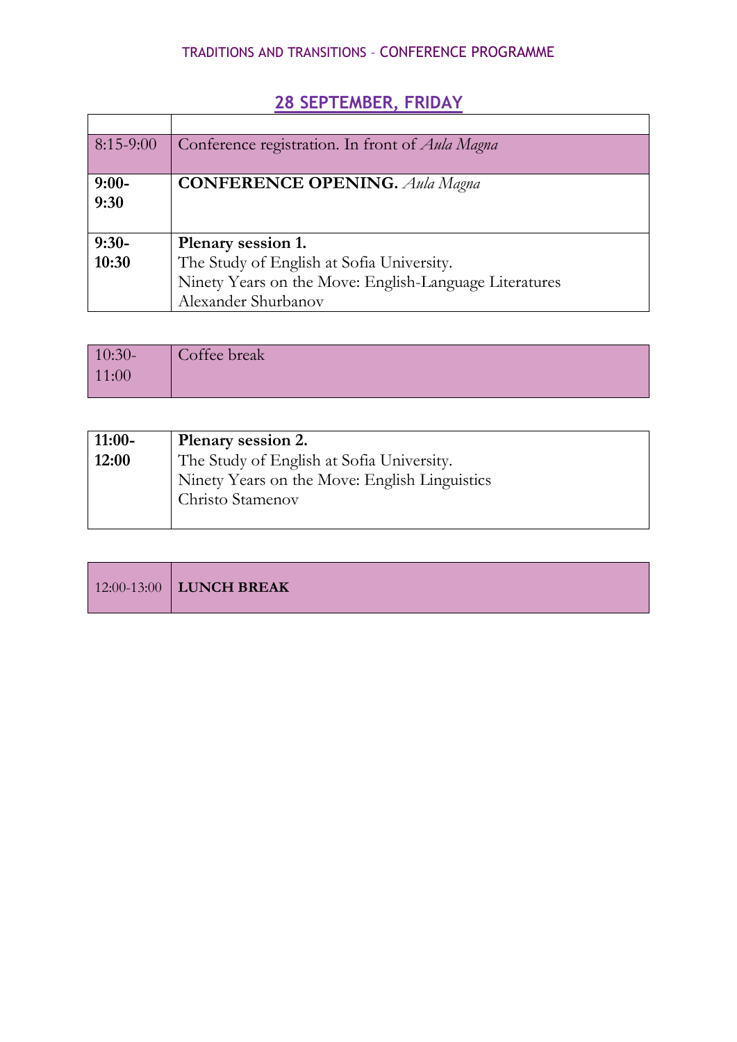## 28 SEPTEMBER, FRIDAY

| | |
|---|---|
| 8:15-9:00 | Conference registration. In front of *Aula Magna* |
| **9:00-9:30** | **CONFERENCE OPENING.** *Aula Magna* |
| **9:30-10:30** | **Plenary session 1.**<br>The Study of English at Sofia University.<br>Ninety Years on the Move: English-Language Literatures<br>Alexander Shurbanov |

| | |
|---|---|
| 10:30-11:00 | Coffee break |

| | |
|---|---|
| **11:00-12:00** | **Plenary session 2.**<br>The Study of English at Sofia University.<br>Ninety Years on the Move: English Linguistics<br>Christo Stamenov |

| | |
|---|---|
| 12:00-13:00 | **LUNCH BREAK** |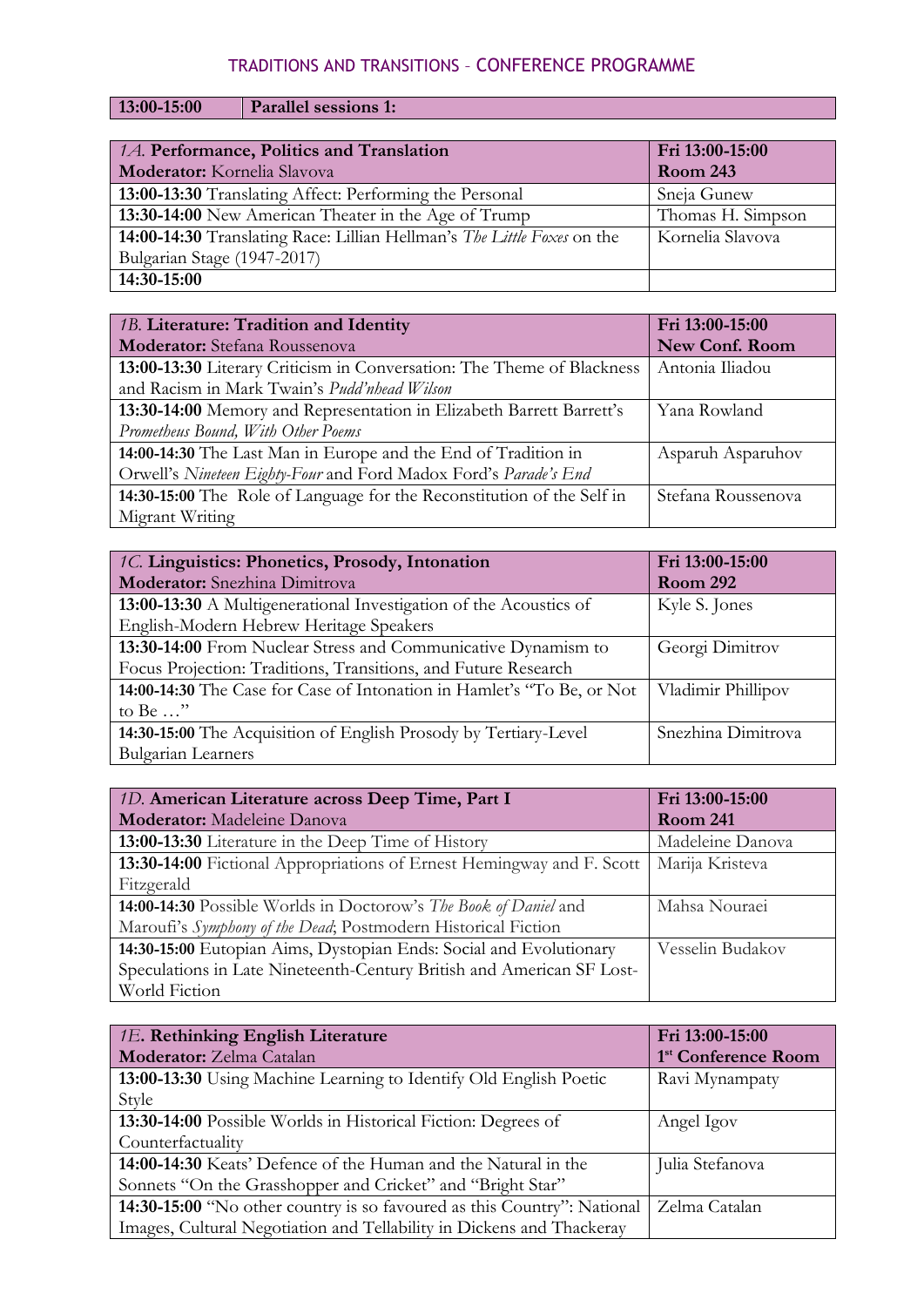# TRADITIONS AND TRANSITIONS – CONFERENCE PROGRAMME

| **13:00-15:00** | **Parallel sessions 1:** |
|---|---|

| *1A.* **Performance, Politics and Translation**<br>**Moderator:** Kornelia Slavova | **Fri 13:00-15:00**<br>**Room 243** |
|---|---|
| **13:00-13:30** Translating Affect: Performing the Personal | Sneja Gunew |
| **13:30-14:00** New American Theater in the Age of Trump | Thomas H. Simpson |
| **14:00-14:30** Translating Race: Lillian Hellman's *The Little Foxes* on the Bulgarian Stage (1947-2017) | Kornelia Slavova |
| **14:30-15:00** | |

| *1B.* **Literature: Tradition and Identity**<br>**Moderator:** Stefana Roussenova | **Fri 13:00-15:00**<br>**New Conf. Room** |
|---|---|
| **13:00-13:30** Literary Criticism in Conversation: The Theme of Blackness and Racism in Mark Twain's *Pudd'nhead Wilson* | Antonia Iliadou |
| **13:30-14:00** Memory and Representation in Elizabeth Barrett Barrett's *Prometheus Bound, With Other Poems* | Yana Rowland |
| **14:00-14:30** The Last Man in Europe and the End of Tradition in Orwell's *Nineteen Eighty-Four* and Ford Madox Ford's *Parade's End* | Asparuh Asparuhov |
| **14:30-15:00** The Role of Language for the Reconstitution of the Self in Migrant Writing | Stefana Roussenova |

| *1C.* **Linguistics: Phonetics, Prosody, Intonation**<br>**Moderator:** Snezhina Dimitrova | **Fri 13:00-15:00**<br>**Room 292** |
|---|---|
| **13:00-13:30** A Multigenerational Investigation of the Acoustics of English-Modern Hebrew Heritage Speakers | Kyle S. Jones |
| **13:30-14:00** From Nuclear Stress and Communicative Dynamism to Focus Projection: Traditions, Transitions, and Future Research | Georgi Dimitrov |
| **14:00-14:30** The Case for Case of Intonation in Hamlet's "To Be, or Not to Be …" | Vladimir Phillipov |
| **14:30-15:00** The Acquisition of English Prosody by Tertiary-Level Bulgarian Learners | Snezhina Dimitrova |

| *1D.* **American Literature across Deep Time, Part I**<br>**Moderator:** Madeleine Danova | **Fri 13:00-15:00**<br>**Room 241** |
|---|---|
| **13:00-13:30** Literature in the Deep Time of History | Madeleine Danova |
| **13:30-14:00** Fictional Appropriations of Ernest Hemingway and F. Scott Fitzgerald | Marija Kristeva |
| **14:00-14:30** Possible Worlds in Doctorow's *The Book of Daniel* and Maroufi's *Symphony of the Dead*; Postmodern Historical Fiction | Mahsa Nouraei |
| **14:30-15:00** Eutopian Aims, Dystopian Ends: Social and Evolutionary Speculations in Late Nineteenth-Century British and American SF Lost-World Fiction | Vesselin Budakov |

| *1E.* **Rethinking English Literature**<br>**Moderator:** Zelma Catalan | **Fri 13:00-15:00**<br>**1st Conference Room** |
|---|---|
| **13:00-13:30** Using Machine Learning to Identify Old English Poetic Style | Ravi Mynampaty |
| **13:30-14:00** Possible Worlds in Historical Fiction: Degrees of Counterfactuality | Angel Igov |
| **14:00-14:30** Keats' Defence of the Human and the Natural in the Sonnets "On the Grasshopper and Cricket" and "Bright Star" | Julia Stefanova |
| **14:30-15:00** "No other country is so favoured as this Country": National Images, Cultural Negotiation and Tellability in Dickens and Thackeray | Zelma Catalan |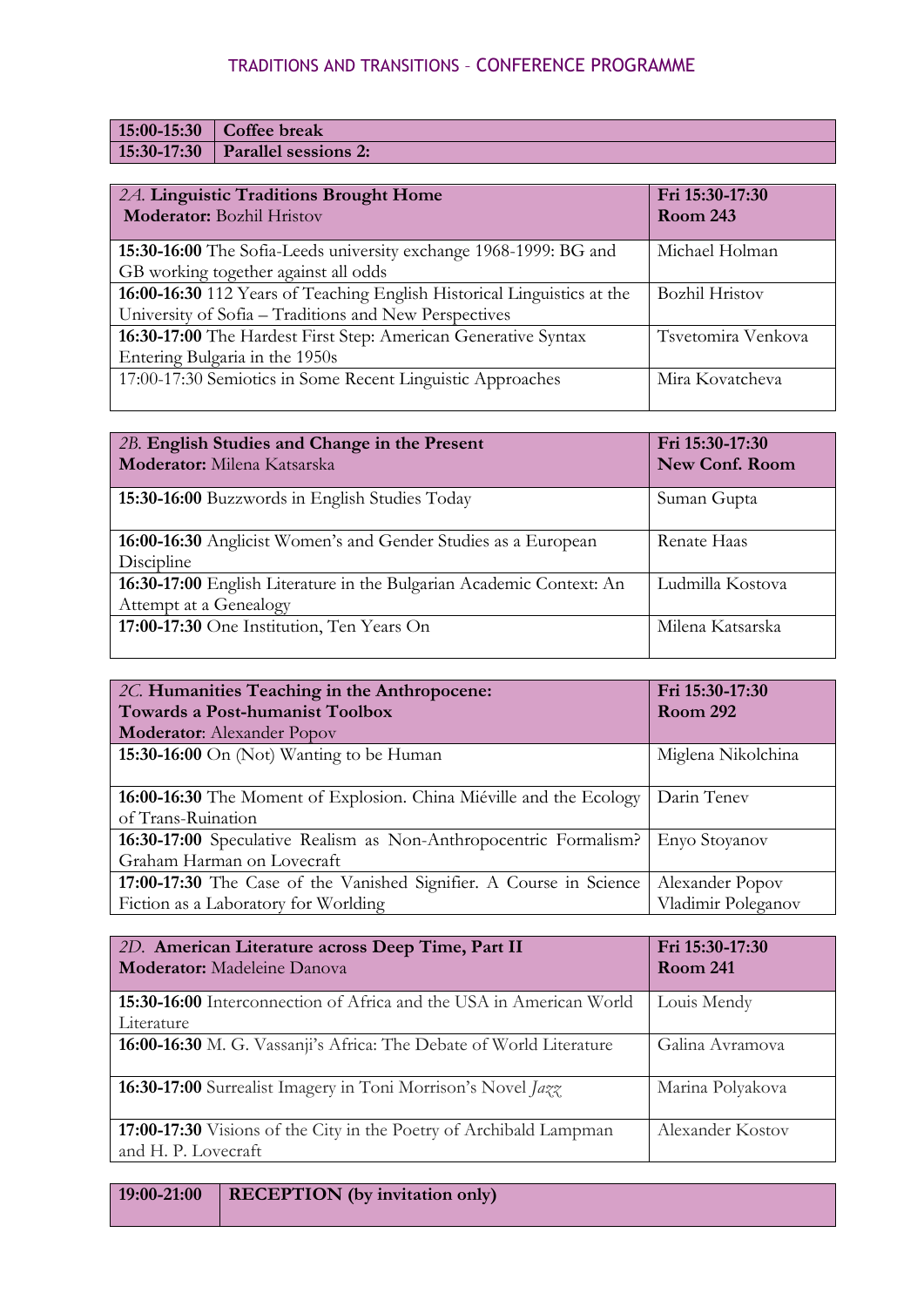| 15:00-15:30 | **Coffee break** |
|---|---|
| **15:30-17:30** | **Parallel sessions 2:** |

| *2A.* **Linguistic Traditions Brought Home** **Moderator:** Bozhil Hristov | **Fri 15:30-17:30** **Room 243** |
|---|---|
| **15:30-16:00** The Sofia-Leeds university exchange 1968-1999: BG and GB working together against all odds | Michael Holman |
| **16:00-16:30** 112 Years of Teaching English Historical Linguistics at the University of Sofia – Traditions and New Perspectives | Bozhil Hristov |
| **16:30-17:00** The Hardest First Step: American Generative Syntax Entering Bulgaria in the 1950s | Tsvetomira Venkova |
| 17:00-17:30 Semiotics in Some Recent Linguistic Approaches | Mira Kovatcheva |

| *2B.* **English Studies and Change in the Present** **Moderator:** Milena Katsarska | **Fri 15:30-17:30** **New Conf. Room** |
|---|---|
| **15:30-16:00** Buzzwords in English Studies Today | Suman Gupta |
| **16:00-16:30** Anglicist Women's and Gender Studies as a European Discipline | Renate Haas |
| **16:30-17:00** English Literature in the Bulgarian Academic Context: An Attempt at a Genealogy | Ludmilla Kostova |
| **17:00-17:30** One Institution, Ten Years On | Milena Katsarska |

| *2C.* **Humanities Teaching in the Anthropocene: Towards a Post-humanist Toolbox** **Moderator**: Alexander Popov | **Fri 15:30-17:30** **Room 292** |
|---|---|
| **15:30-16:00** On (Not) Wanting to be Human | Miglena Nikolchina |
| **16:00-16:30** The Moment of Explosion. China Miéville and the Ecology of Trans-Ruination | Darin Tenev |
| **16:30-17:00** Speculative Realism as Non-Anthropocentric Formalism? Graham Harman on Lovecraft | Enyo Stoyanov |
| **17:00-17:30** The Case of the Vanished Signifier. A Course in Science Fiction as a Laboratory for Worlding | Alexander Popov Vladimir Poleganov |

| *2D.* **American Literature across Deep Time, Part II** **Moderator:** Madeleine Danova | **Fri 15:30-17:30** **Room 241** |
|---|---|
| **15:30-16:00** Interconnection of Africa and the USA in American World Literature | Louis Mendy |
| **16:00-16:30** M. G. Vassanji's Africa: The Debate of World Literature | Galina Avramova |
| **16:30-17:00** Surrealist Imagery in Toni Morrison's Novel *Jazz* | Marina Polyakova |
| **17:00-17:30** Visions of the City in the Poetry of Archibald Lampman and H. P. Lovecraft | Alexander Kostov |

| **19:00-21:00** | **RECEPTION (by invitation only)** |
|---|---|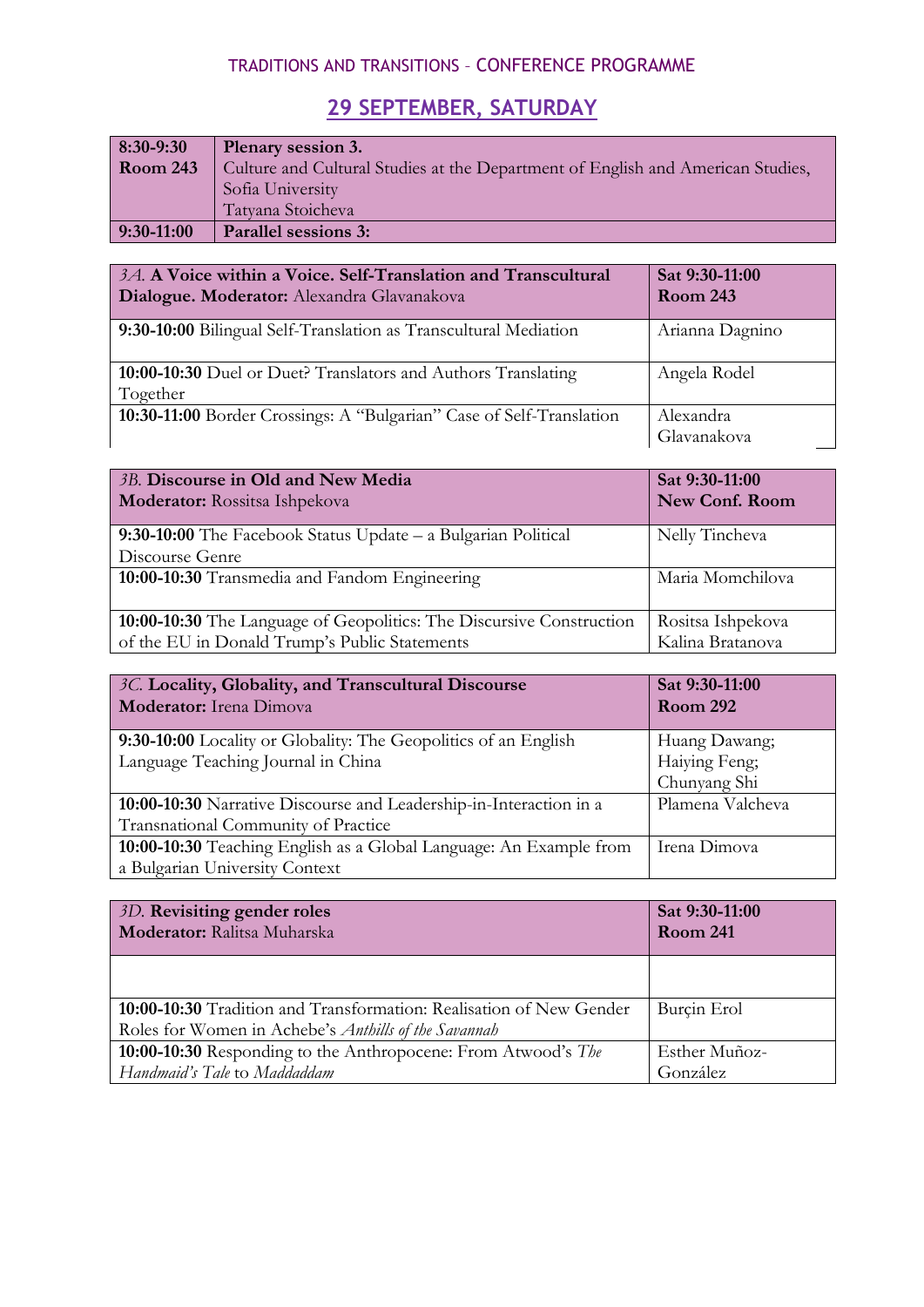TRADITIONS AND TRANSITIONS – CONFERENCE PROGRAMME

## 29 SEPTEMBER, SATURDAY

| **8:30-9:30 Room 243** | **Plenary session 3.** Culture and Cultural Studies at the Department of English and American Studies, Sofia University Tatyana Stoicheva |
|---|---|
| **9:30-11:00** | **Parallel sessions 3:** |

| *3A.* **A Voice within a Voice. Self-Translation and Transcultural Dialogue. Moderator:** Alexandra Glavanakova | **Sat 9:30-11:00 Room 243** |
|---|---|
| **9:30-10:00** Bilingual Self-Translation as Transcultural Mediation | Arianna Dagnino |
| **10:00-10:30** Duel or Duet? Translators and Authors Translating Together | Angela Rodel |
| **10:30-11:00** Border Crossings: A "Bulgarian" Case of Self-Translation | Alexandra Glavanakova |

| *3B.* **Discourse in Old and New Media** **Moderator:** Rossitsa Ishpekova | **Sat 9:30-11:00 New Conf. Room** |
|---|---|
| **9:30-10:00** The Facebook Status Update – a Bulgarian Political Discourse Genre | Nelly Tincheva |
| **10:00-10:30** Transmedia and Fandom Engineering | Maria Momchilova |
| **10:00-10:30** The Language of Geopolitics: The Discursive Construction of the EU in Donald Trump's Public Statements | Rositsa Ishpekova Kalina Bratanova |

| *3C.* **Locality, Globality, and Transcultural Discourse** **Moderator:** Irena Dimova | **Sat 9:30-11:00 Room 292** |
|---|---|
| **9:30-10:00** Locality or Globality: The Geopolitics of an English Language Teaching Journal in China | Huang Dawang; Haiying Feng; Chunyang Shi |
| **10:00-10:30** Narrative Discourse and Leadership-in-Interaction in a Transnational Community of Practice | Plamena Valcheva |
| **10:00-10:30** Teaching English as a Global Language: An Example from a Bulgarian University Context | Irena Dimova |

| *3D.* **Revisiting gender roles** **Moderator:** Ralitsa Muharska | **Sat 9:30-11:00 Room 241** |
|---|---|
| | |
| **10:00-10:30** Tradition and Transformation: Realisation of New Gender Roles for Women in Achebe's *Anthills of the Savannah* | Burçin Erol |
| **10:00-10:30** Responding to the Anthropocene: From Atwood's *The Handmaid's Tale* to *Maddaddam* | Esther Muñoz-González |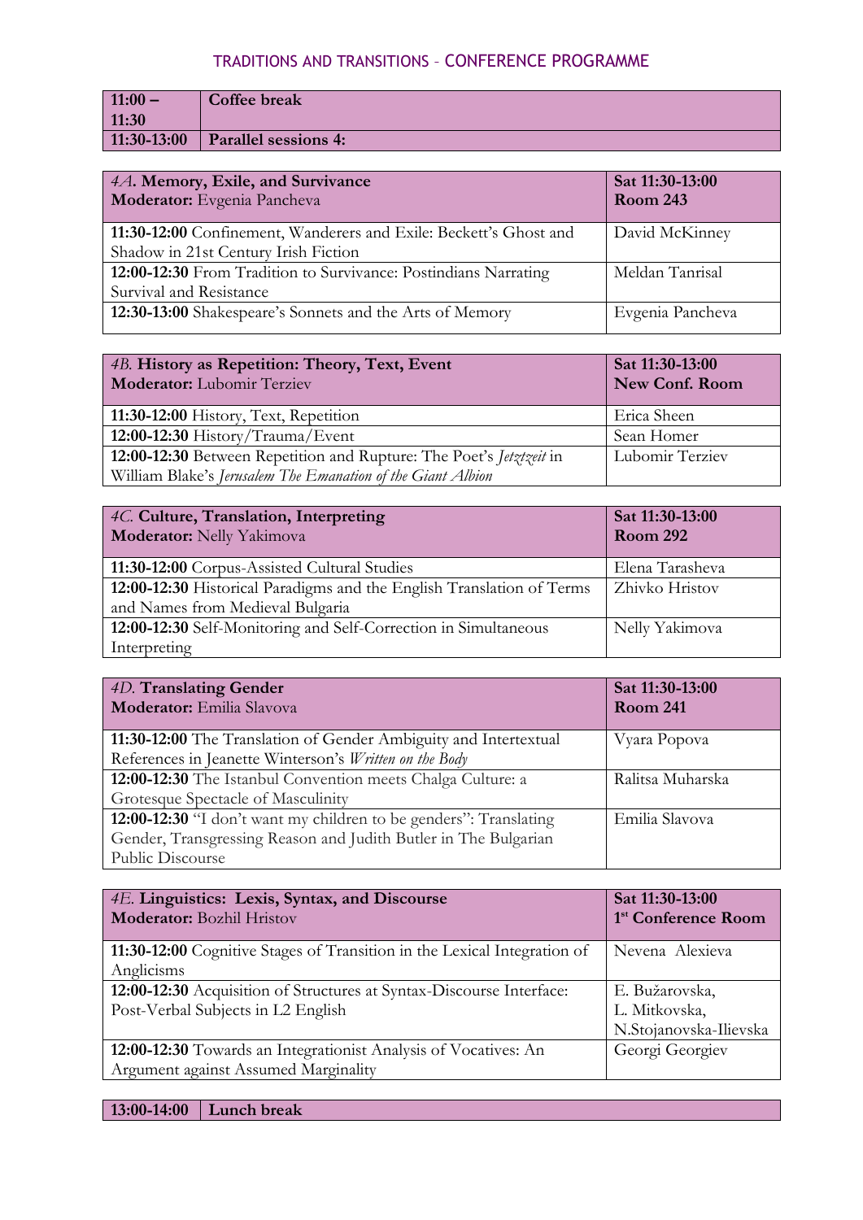| 11:00 – 11:30 | **Coffee break** |
|---|---|
| **11:30-13:00** | **Parallel sessions 4:** |

| *4A*. **Memory, Exile, and Survivance** **Moderator:** Evgenia Pancheva | **Sat 11:30-13:00** **Room 243** |
|---|---|
| **11:30-12:00** Confinement, Wanderers and Exile: Beckett's Ghost and Shadow in 21st Century Irish Fiction | David McKinney |
| **12:00-12:30** From Tradition to Survivance: Postindians Narrating Survival and Resistance | Meldan Tanrisal |
| **12:30-13:00** Shakespeare's Sonnets and the Arts of Memory | Evgenia Pancheva |

| *4B.* **History as Repetition: Theory, Text, Event** **Moderator:** Lubomir Terziev | **Sat 11:30-13:00** **New Conf. Room** |
|---|---|
| **11:30-12:00** History, Text, Repetition | Erica Sheen |
| **12:00-12:30** History/Trauma/Event | Sean Homer |
| **12:00-12:30** Between Repetition and Rupture: The Poet's *Jetztzeit* in William Blake's *Jerusalem The Emanation of the Giant Albion* | Lubomir Terziev |

| *4C.* **Culture, Translation, Interpreting** **Moderator:** Nelly Yakimova | **Sat 11:30-13:00** **Room 292** |
|---|---|
| **11:30-12:00** Corpus-Assisted Cultural Studies | Elena Tarasheva |
| **12:00-12:30** Historical Paradigms and the English Translation of Terms and Names from Medieval Bulgaria | Zhivko Hristov |
| **12:00-12:30** Self-Monitoring and Self-Correction in Simultaneous Interpreting | Nelly Yakimova |

| *4D.* **Translating Gender** **Moderator:** Emilia Slavova | **Sat 11:30-13:00** **Room 241** |
|---|---|
| **11:30-12:00** The Translation of Gender Ambiguity and Intertextual References in Jeanette Winterson's *Written on the Body* | Vyara Popova |
| **12:00-12:30** The Istanbul Convention meets Chalga Culture: a Grotesque Spectacle of Masculinity | Ralitsa Muharska |
| **12:00-12:30** "I don't want my children to be genders": Translating Gender, Transgressing Reason and Judith Butler in The Bulgarian Public Discourse | Emilia Slavova |

| *4E.* **Linguistics: Lexis, Syntax, and Discourse** **Moderator:** Bozhil Hristov | **Sat 11:30-13:00** **1st Conference Room** |
|---|---|
| **11:30-12:00** Cognitive Stages of Transition in the Lexical Integration of Anglicisms | Nevena Alexieva |
| **12:00-12:30** Acquisition of Structures at Syntax-Discourse Interface: Post-Verbal Subjects in L2 English | E. Bužarovska, L. Mitkovska, N.Stojanovska-Ilievska |
| **12:00-12:30** Towards an Integrationist Analysis of Vocatives: An Argument against Assumed Marginality | Georgi Georgiev |

| **13:00-14:00** | **Lunch break** |
|---|---|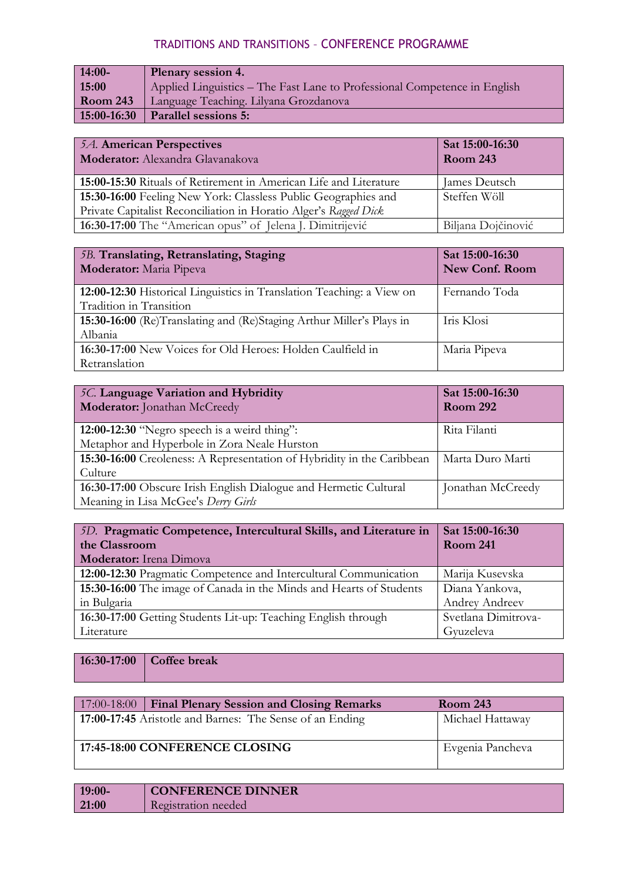TRADITIONS AND TRANSITIONS – CONFERENCE PROGRAMME

| | |
|---|---|
| **14:00-15:00 Room 243** | **Plenary session 4.** Applied Linguistics – The Fast Lane to Professional Competence in English Language Teaching. Lilyana Grozdanova |
| **15:00-16:30** | **Parallel sessions 5:** |

| *5A.* **American Perspectives** **Moderator:** Alexandra Glavanakova | **Sat 15:00-16:30 Room 243** |
|---|---|
| **15:00-15:30** Rituals of Retirement in American Life and Literature | James Deutsch |
| **15:30-16:00** Feeling New York: Classless Public Geographies and Private Capitalist Reconciliation in Horatio Alger's *Ragged Dick* | Steffen Wöll |
| **16:30-17:00** The "American opus" of Jelena J. Dimitrijević | Biljana Dojčinović |

| *5B.* **Translating, Retranslating, Staging** **Moderator:** Maria Pipeva | **Sat 15:00-16:30 New Conf. Room** |
|---|---|
| **12:00-12:30** Historical Linguistics in Translation Teaching: a View on Tradition in Transition | Fernando Toda |
| **15:30-16:00** (Re)Translating and (Re)Staging Arthur Miller's Plays in Albania | Iris Klosi |
| **16:30-17:00** New Voices for Old Heroes: Holden Caulfield in Retranslation | Maria Pipeva |

| *5C.* **Language Variation and Hybridity** **Moderator:** Jonathan McCreedy | **Sat 15:00-16:30 Room 292** |
|---|---|
| **12:00-12:30** "Negro speech is a weird thing": Metaphor and Hyperbole in Zora Neale Hurston | Rita Filanti |
| **15:30-16:00** Creoleness: A Representation of Hybridity in the Caribbean Culture | Marta Duro Marti |
| **16:30-17:00** Obscure Irish English Dialogue and Hermetic Cultural Meaning in Lisa McGee's *Derry Girls* | Jonathan McCreedy |

| *5D.* **Pragmatic Competence, Intercultural Skills, and Literature in the Classroom** **Moderator:** Irena Dimova | **Sat 15:00-16:30 Room 241** |
|---|---|
| **12:00-12:30** Pragmatic Competence and Intercultural Communication | Marija Kusevska |
| **15:30-16:00** The image of Canada in the Minds and Hearts of Students in Bulgaria | Diana Yankova, Andrey Andreev |
| **16:30-17:00** Getting Students Lit-up: Teaching English through Literature | Svetlana Dimitrova-Gyuzeleva |

| | |
|---|---|
| **16:30-17:00** | **Coffee break** |

| 17:00-18:00 **Final Plenary Session and Closing Remarks** | **Room 243** |
|---|---|
| **17:00-17:45** Aristotle and Barnes: The Sense of an Ending | Michael Hattaway |
| **17:45-18:00 CONFERENCE CLOSING** | Evgenia Pancheva |

| | |
|---|---|
| **19:00-21:00** | **CONFERENCE DINNER** Registration needed |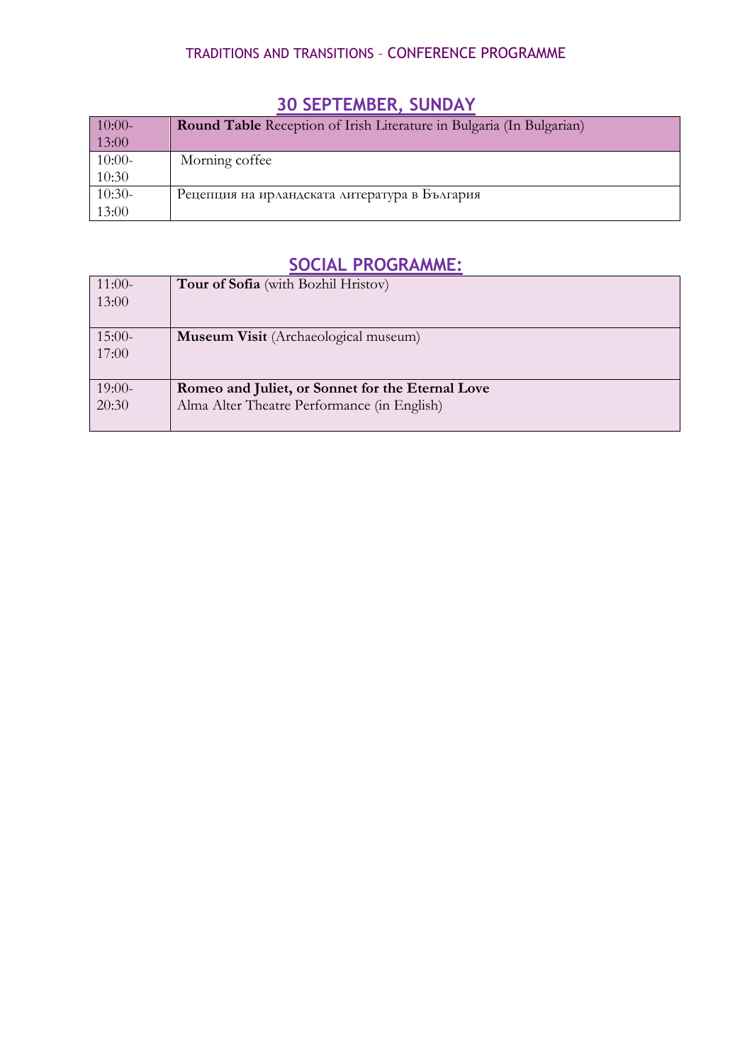## 30 SEPTEMBER, SUNDAY

| | |
|---|---|
| 10:00-13:00 | **Round Table** Reception of Irish Literature in Bulgaria (In Bulgarian) |
| 10:00-10:30 | Morning coffee |
| 10:30-13:00 | Рецепция на ирландската литература в България |

## SOCIAL PROGRAMME:

| | |
|---|---|
| 11:00-13:00 | **Tour of Sofia** (with Bozhil Hristov) |
| 15:00-17:00 | **Museum Visit** (Archaeological museum) |
| 19:00-20:30 | **Romeo and Juliet, or Sonnet for the Eternal Love** Alma Alter Theatre Performance (in English) |